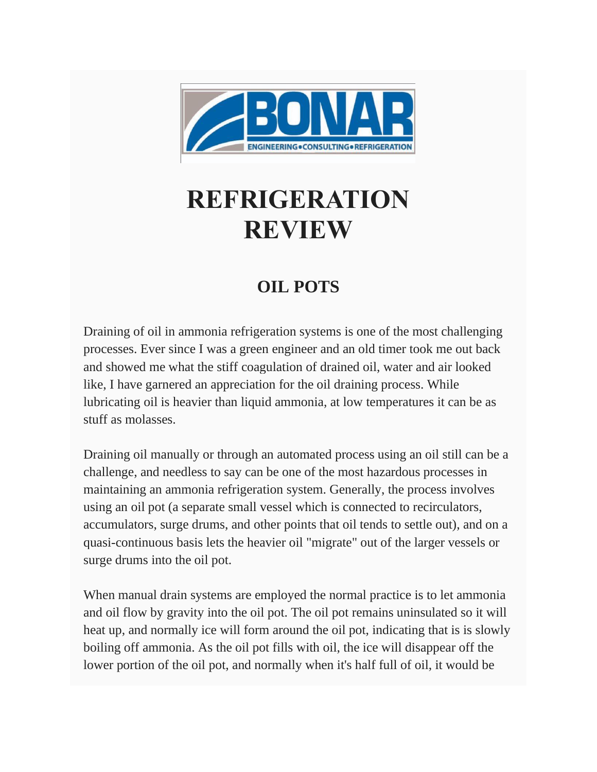# REFRIGERATION REVIEW

## OIL POTS

Draining of oil in ammonia refrigeration systems is one of the most challenging processes. Ever since I was a green engineer and an old timer took me out back and showed me what the stiff coagulation of drained oil, water and air looked like, I have garnered an appreciation for the oil draining process. While lubricating oil is heavier than liquid ammonia, at low temperatures it can be as stuff as molasses.

Draining oil manually or through an automated process using an oil still can be a challenge, and needless to say can be one of the most hazardous processes in maintaining an ammonia refrigeration system. Generally, the process involves using an oil pot (a separate small vessel which is connected to recirculators, accumulators, surge drums, and other points that oil tends to settle out), and on a quasi-continuous basis lets the heavier oil "migrate" out of the larger vessels or surge drums into the oil pot.

When manual drain systems are employed the normal practice is to let ammonia and oil flow by gravity into the oil pot. The oil pot remains uninsulated so it will heat up, and normally ice will form around the oil pot, indicating that is is slowly boiling off ammonia. As the oil pot fills with oil, the ice will disappear off the lower portion of the oil pot, and normally when it's half full of oil, it would be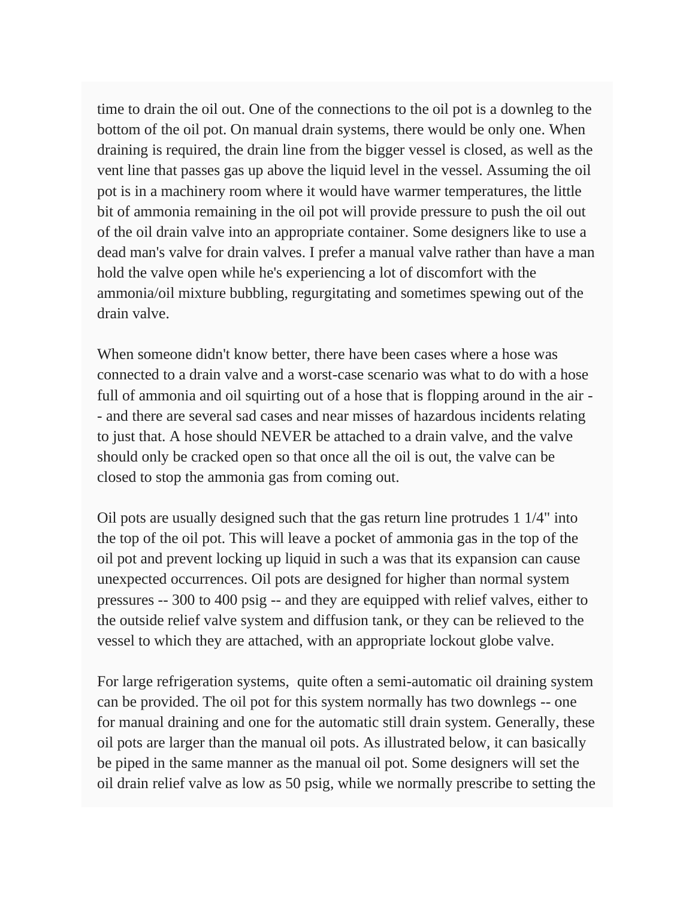time to drain the oil out. One of the connections to the oil pot is a downleg to the bottom of the oil pot. On manual drain systems, there would be only one. When draining is required, the drain line from the bigger vessel is closed, as well as the vent line that passes gas up above the liquid level in the vessel. Assuming the oil pot is in a machinery room where it would have warmer temperatures, the little bit of ammonia remaining in the oil pot will provide pressure to push the oil out of the oil drain valve into an appropriate container. Some designers like to use a dead man's valve for drain valves. I prefer a manual valve rather than have a man hold the valve open while he's experiencing a lot of discomfort with the ammonia/oil mixture bubbling, regurgitating and sometimes spewing out of the drain valve.

When someone didn't know better, there have been cases where a hose was connected to a drain valve and a worst-case scenario was what to do with a hose full of ammonia and oil squirting out of a hose that is flopping around in the air -- and there are several sad cases and near misses of hazardous incidents relating to just that. A hose should NEVER be attached to a drain valve, and the valve should only be cracked open so that once all the oil is out, the valve can be closed to stop the ammonia gas from coming out.

Oil pots are usually designed such that the gas return line protrudes 1 1/4" into the top of the oil pot. This will leave a pocket of ammonia gas in the top of the oil pot and prevent locking up liquid in such a was that its expansion can cause unexpected occurrences. Oil pots are designed for higher than normal system pressures -- 300 to 400 psig -- and they are equipped with relief valves, either to the outside relief valve system and diffusion tank, or they can be relieved to the vessel to which they are attached, with an appropriate lockout globe valve.

For large refrigeration systems, quite often a semi-automatic oil draining system can be provided. The oil pot for this system normally has two downlegs -- one for manual draining and one for the automatic still drain system. Generally, these oil pots are larger than the manual oil pots. As illustrated below, it can basically be piped in the same manner as the manual oil pot. Some designers will set the oil drain relief valve as low as 50 psig, while we normally prescribe to setting the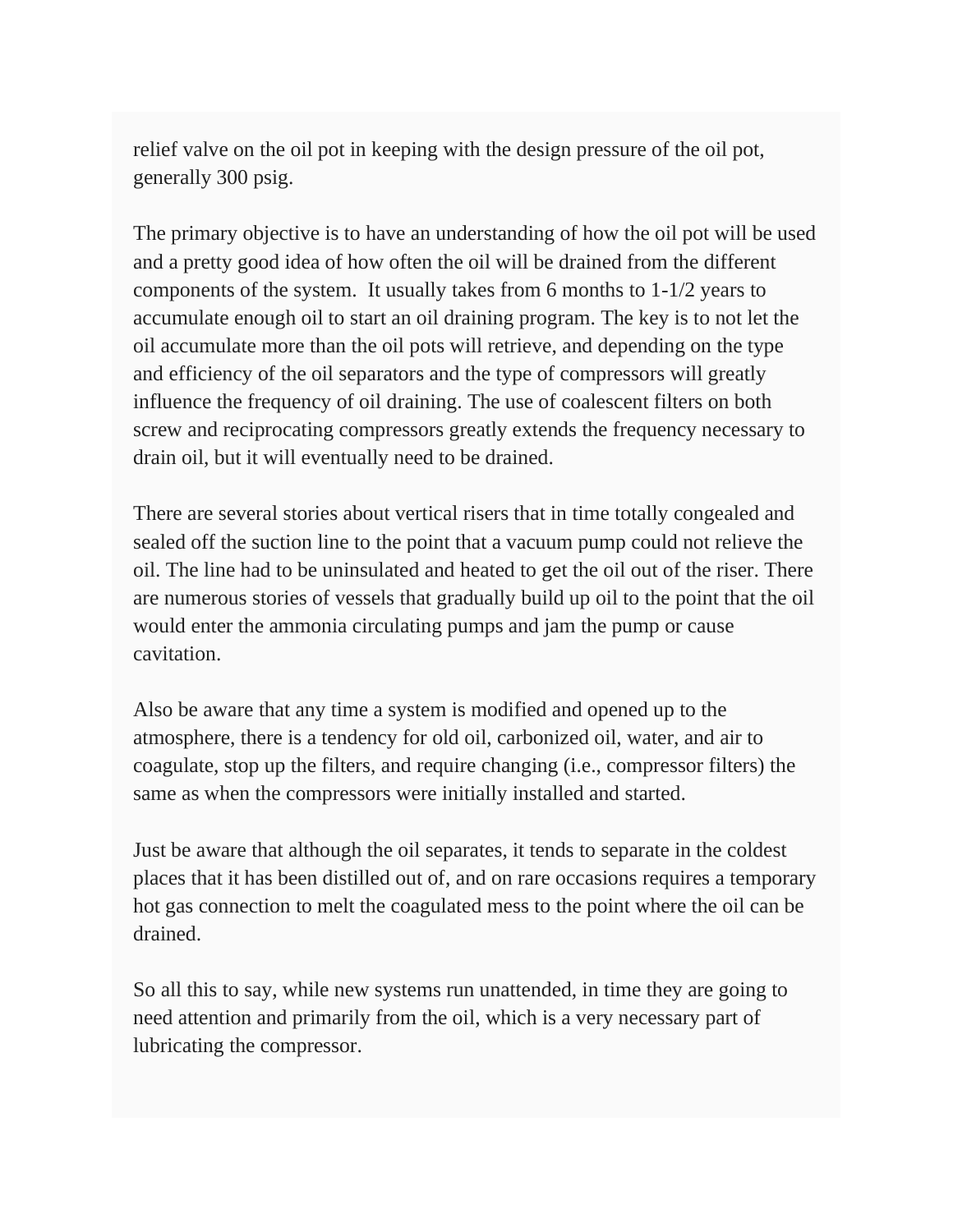relief valve on the oil pot in keeping with the design pressure of the oil pot, generally 300 psig.

The primary objective is to have an understanding of how the oil pot will be used and a pretty good idea of how often the oil will be drained from the different components of the system.  It usually takes from 6 months to 1-1/2 years to accumulate enough oil to start an oil draining program. The key is to not let the oil accumulate more than the oil pots will retrieve, and depending on the type and efficiency of the oil separators and the type of compressors will greatly influence the frequency of oil draining. The use of coalescent filters on both screw and reciprocating compressors greatly extends the frequency necessary to drain oil, but it will eventually need to be drained.

There are several stories about vertical risers that in time totally congealed and sealed off the suction line to the point that a vacuum pump could not relieve the oil. The line had to be uninsulated and heated to get the oil out of the riser. There are numerous stories of vessels that gradually build up oil to the point that the oil would enter the ammonia circulating pumps and jam the pump or cause cavitation.

Also be aware that any time a system is modified and opened up to the atmosphere, there is a tendency for old oil, carbonized oil, water, and air to coagulate, stop up the filters, and require changing (i.e., compressor filters) the same as when the compressors were initially installed and started.

Just be aware that although the oil separates, it tends to separate in the coldest places that it has been distilled out of, and on rare occasions requires a temporary hot gas connection to melt the coagulated mess to the point where the oil can be drained.

So all this to say, while new systems run unattended, in time they are going to need attention and primarily from the oil, which is a very necessary part of lubricating the compressor.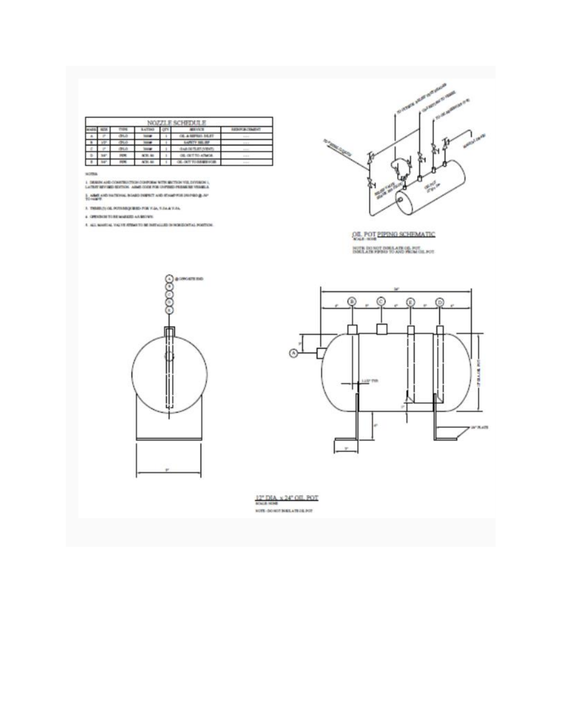| MARK | SIZE | TYPE | RATING | QTY | SERVICE | REINFORCEMENT |
|---|---|---|---|---|---|---|
| NOZZLE SCHEDULE | | | | | | |
| A | 2" | CPLG | 3000# | 1 | OIL & REFILL INLET | ---- |
| B | 1/2" | CPLG | 3000# | 1 | SAFETY RELIEF | ---- |
| C | 2" | CPLG | 3000# | 1 | GAS OUTLET (VENT) | ---- |
| D | 3/4" | PIPE | SCH. 80 | 1 | OIL OUT TO ATMOS. | ---- |
| E | 3/4" | PIPE | SCH. 80 | 1 | OIL OUT TO RESERVOIR | ---- |

NOTES:

1. DESIGN AND CONSTRUCTION CONFORM WITH SECTION VIII, DIVISION 1, LATEST REVISED EDITION. ASME CODE FOR UNFIRED PRESSURE VESSELS.
2. ASME AND NATIONAL BOARD INSPECT AND STAMP FOR 150 PSIG @ -20° TO +650°F.
3. THREE(3) OIL POTS REQUIRED FOR V-2A, V-2A & V-3A.
4. OPENINGS TO BE MARKED AS SHOWN.
5. ALL MANUAL VALVE STEMS TO BE INSTALLED IN HORIZONTAL POSITION.

## OIL POT PIPING SCHEMATIC

SCALE: NONE

NOTE: DO NOT INSULATE OIL POT. INSULATE PIPING TO AND FROM OIL POT.

## 12" DIA. x 24" OIL POT

SCALE: NONE

NOTE - DO NOT INSULATE OIL POT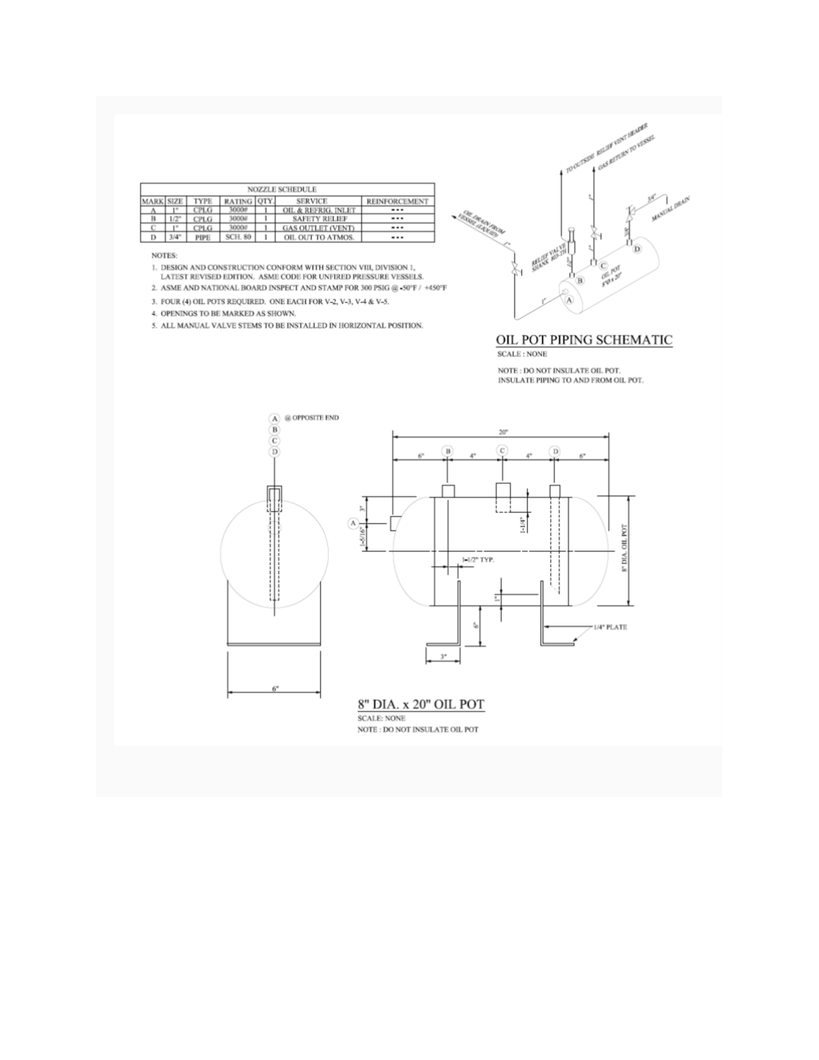| NOZZLE SCHEDULE | | | | | | |
|---|---|---|---|---|---|---|
| MARK | SIZE | TYPE | RATING | QTY. | SERVICE | REINFORCEMENT |
| A | 1" | CPLG | 3000# | 1 | OIL & REFRIG. INLET | --- |
| B | 1/2" | CPLG | 3000# | 1 | SAFETY RELIEF | --- |
| C | 1" | CPLG | 3000# | 1 | GAS OUTLET (VENT) | --- |
| D | 3/4" | PIPE | SCH. 80 | 1 | OIL OUT TO ATMOS. | --- |

NOTES:

1. DESIGN AND CONSTRUCTION CONFORM WITH SECTION VIII, DIVISION 1, LATEST REVISED EDITION. ASME CODE FOR UNFIRED PRESSURE VESSELS.
2. ASME AND NATIONAL BOARD INSPECT AND STAMP FOR 300 PSIG @ -50°F / +450°F
3. FOUR (4) OIL POTS REQUIRED. ONE EACH FOR V-2, V-3, V-4 & V-5.
4. OPENINGS TO BE MARKED AS SHOWN.
5. ALL MANUAL VALVE STEMS TO BE INSTALLED IN HORIZONTAL POSITION.

TO OUTSIDE RELIEF VENT HEADER

GAS RETURN TO VESSEL

OIL DRAIN FROM VESSEL (LIQUID)

RELIEF VALVE SHANK 803-1H

MANUAL DRAIN

OIL POT 8"Ø x 20"

## OIL POT PIPING SCHEMATIC

SCALE : NONE

NOTE : DO NOT INSULATE OIL POT. INSULATE PIPING TO AND FROM OIL POT.

(A) @ OPPOSITE END

1-1/2" TYP.

1/4" PLATE

8" DIA. OIL POT

## 8" DIA. x 20" OIL POT

SCALE: NONE

NOTE : DO NOT INSULATE OIL POT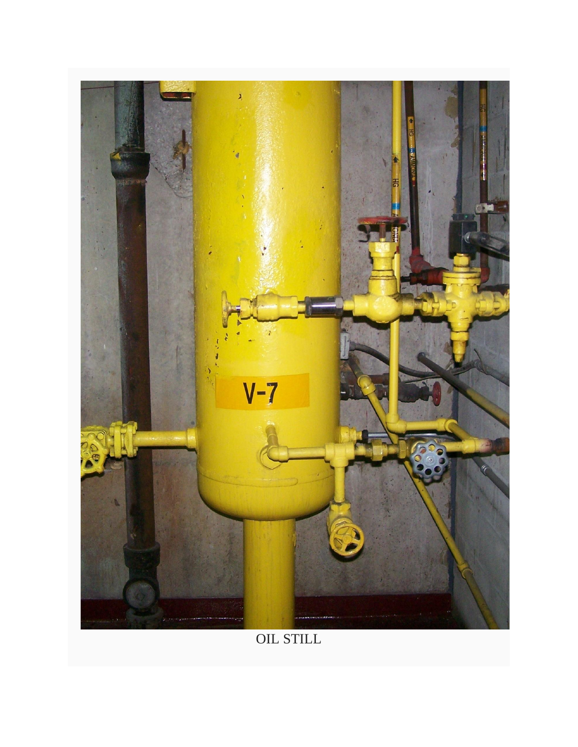OIL STILL